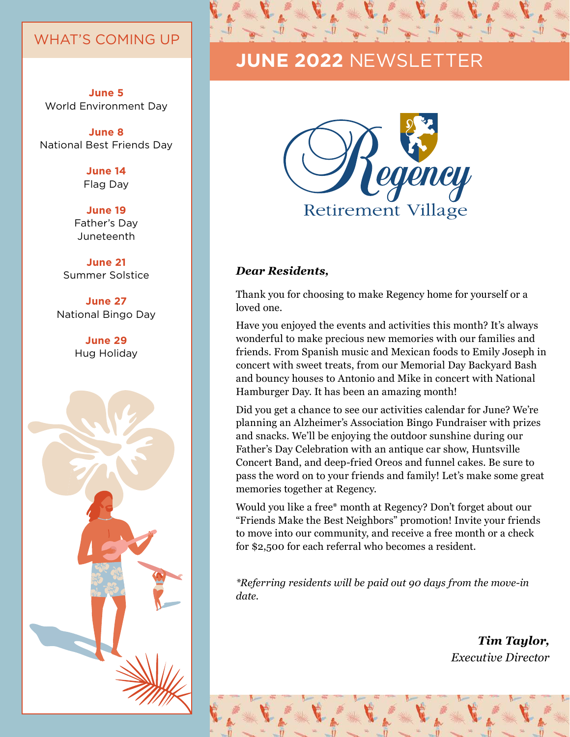# JUNE 2022 NEWSLETTER

Regency Retirement Village

## WHAT'S COMING UP

**June 5**
World Environment Day

**June 8**
National Best Friends Day

**June 14**
Flag Day

**June 19**
Father's Day
Juneteenth

**June 21**
Summer Solstice

**June 27**
National Bingo Day

**June 29**
Hug Holiday

***Dear Residents,***

Thank you for choosing to make Regency home for yourself or a loved one.

Have you enjoyed the events and activities this month? It's always wonderful to make precious new memories with our families and friends. From Spanish music and Mexican foods to Emily Joseph in concert with sweet treats, from our Memorial Day Backyard Bash and bouncy houses to Antonio and Mike in concert with National Hamburger Day. It has been an amazing month!

Did you get a chance to see our activities calendar for June? We're planning an Alzheimer's Association Bingo Fundraiser with prizes and snacks. We'll be enjoying the outdoor sunshine during our Father's Day Celebration with an antique car show, Huntsville Concert Band, and deep-fried Oreos and funnel cakes. Be sure to pass the word on to your friends and family! Let's make some great memories together at Regency.

Would you like a free* month at Regency? Don't forget about our "Friends Make the Best Neighbors" promotion! Invite your friends to move into our community, and receive a free month or a check for $2,500 for each referral who becomes a resident.

*\*Referring residents will be paid out 90 days from the move-in date.*

***Tim Taylor,***
*Executive Director*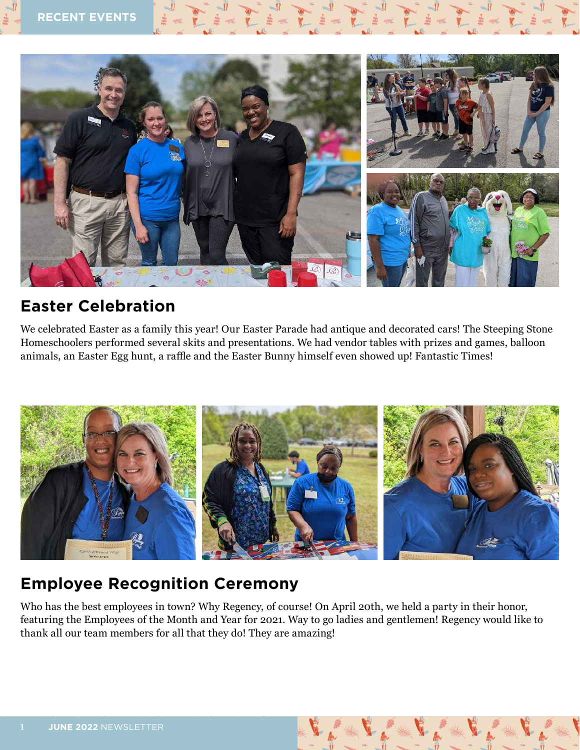RECENT EVENTS

## Easter Celebration

We celebrated Easter as a family this year! Our Easter Parade had antique and decorated cars! The Steeping Stone Homeschoolers performed several skits and presentations. We had vendor tables with prizes and games, balloon animals, an Easter Egg hunt, a raffle and the Easter Bunny himself even showed up! Fantastic Times!

## Employee Recognition Ceremony

Who has the best employees in town? Why Regency, of course! On April 20th, we held a party in their honor, featuring the Employees of the Month and Year for 2021. Way to go ladies and gentlemen! Regency would like to thank all our team members for all that they do! They are amazing!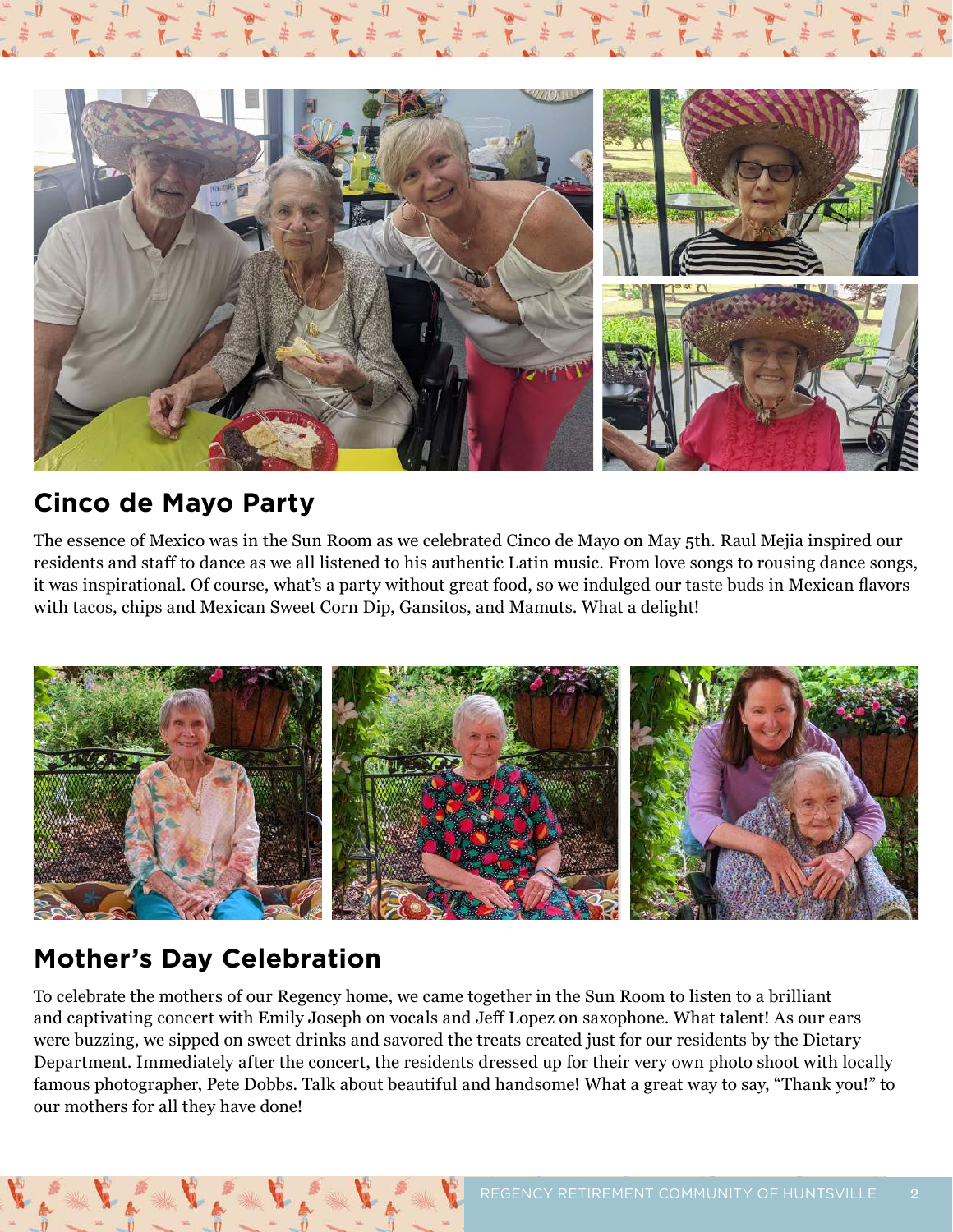## Cinco de Mayo Party

The essence of Mexico was in the Sun Room as we celebrated Cinco de Mayo on May 5th. Raul Mejia inspired our residents and staff to dance as we all listened to his authentic Latin music. From love songs to rousing dance songs, it was inspirational. Of course, what's a party without great food, so we indulged our taste buds in Mexican flavors with tacos, chips and Mexican Sweet Corn Dip, Gansitos, and Mamuts. What a delight!

## Mother's Day Celebration

To celebrate the mothers of our Regency home, we came together in the Sun Room to listen to a brilliant and captivating concert with Emily Joseph on vocals and Jeff Lopez on saxophone. What talent! As our ears were buzzing, we sipped on sweet drinks and savored the treats created just for our residents by the Dietary Department. Immediately after the concert, the residents dressed up for their very own photo shoot with locally famous photographer, Pete Dobbs. Talk about beautiful and handsome! What a great way to say, "Thank you!" to our mothers for all they have done!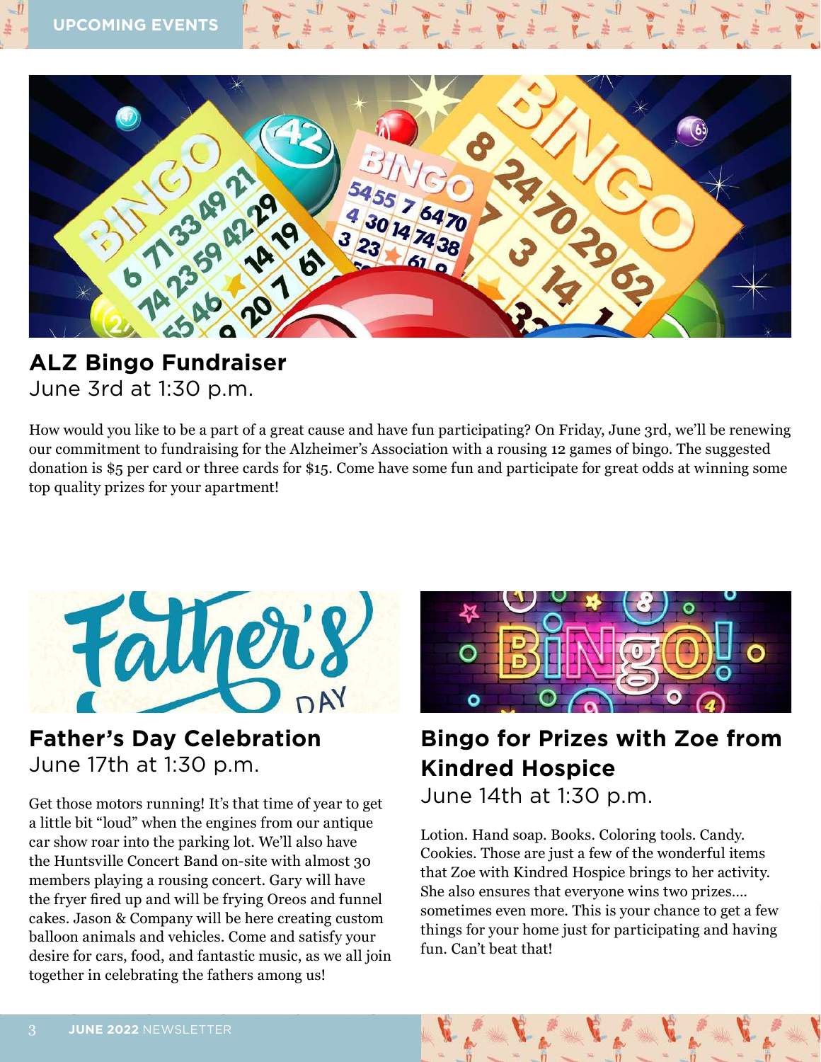## UPCOMING EVENTS

## ALZ Bingo Fundraiser

June 3rd at 1:30 p.m.

How would you like to be a part of a great cause and have fun participating? On Friday, June 3rd, we'll be renewing our commitment to fundraising for the Alzheimer's Association with a rousing 12 games of bingo. The suggested donation is $5 per card or three cards for $15. Come have some fun and participate for great odds at winning some top quality prizes for your apartment!

## Father's Day Celebration

June 17th at 1:30 p.m.

Get those motors running! It's that time of year to get a little bit "loud" when the engines from our antique car show roar into the parking lot. We'll also have the Huntsville Concert Band on-site with almost 30 members playing a rousing concert. Gary will have the fryer fired up and will be frying Oreos and funnel cakes. Jason & Company will be here creating custom balloon animals and vehicles. Come and satisfy your desire for cars, food, and fantastic music, as we all join together in celebrating the fathers among us!

## Bingo for Prizes with Zoe from Kindred Hospice

June 14th at 1:30 p.m.

Lotion. Hand soap. Books. Coloring tools. Candy. Cookies. Those are just a few of the wonderful items that Zoe with Kindred Hospice brings to her activity. She also ensures that everyone wins two prizes.... sometimes even more. This is your chance to get a few things for your home just for participating and having fun. Can't beat that!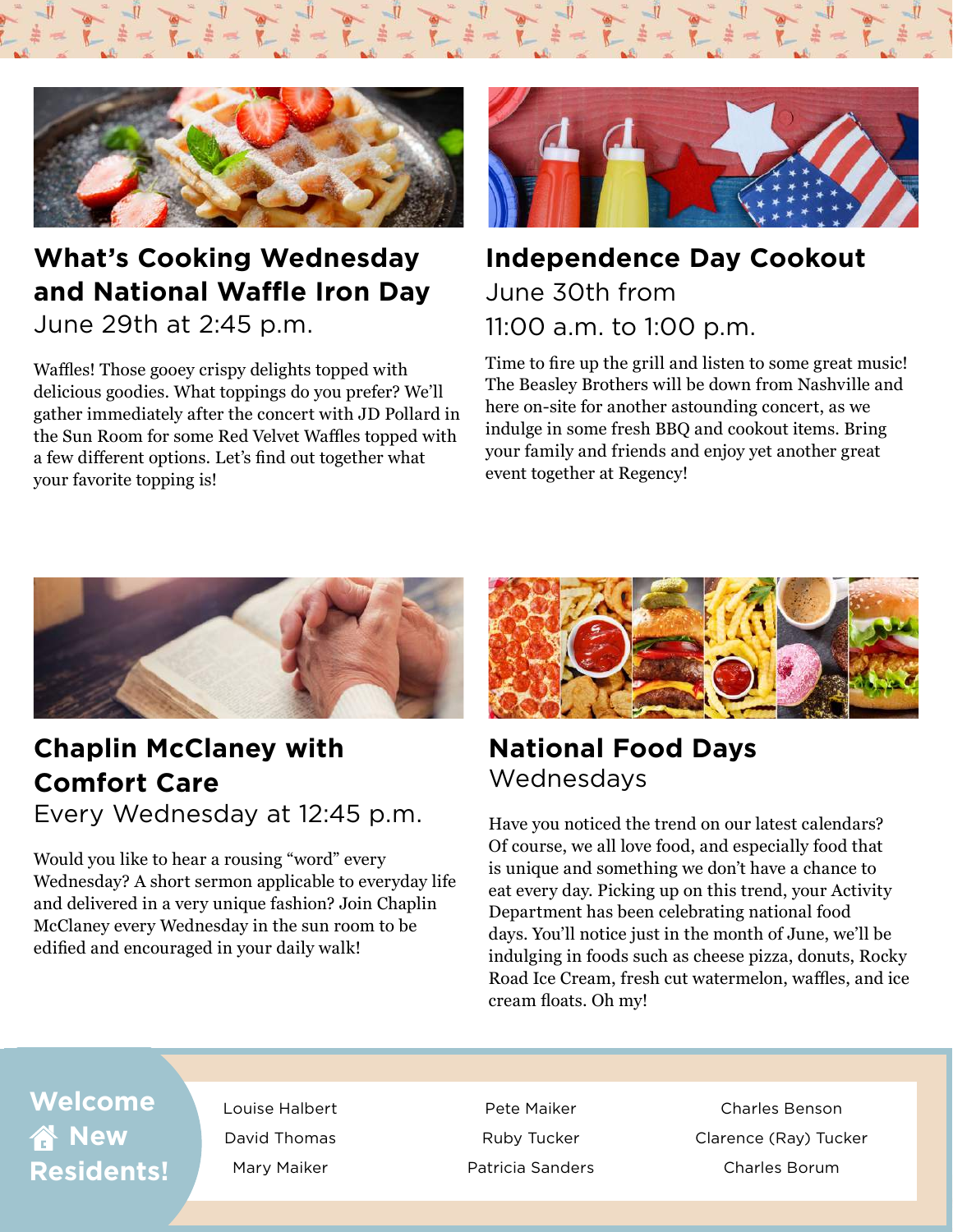## What's Cooking Wednesday and National Waffle Iron Day

June 29th at 2:45 p.m.

Waffles! Those gooey crispy delights topped with delicious goodies. What toppings do you prefer? We'll gather immediately after the concert with JD Pollard in the Sun Room for some Red Velvet Waffles topped with a few different options. Let's find out together what your favorite topping is!

## Independence Day Cookout

June 30th from 11:00 a.m. to 1:00 p.m.

Time to fire up the grill and listen to some great music! The Beasley Brothers will be down from Nashville and here on-site for another astounding concert, as we indulge in some fresh BBQ and cookout items. Bring your family and friends and enjoy yet another great event together at Regency!

## Chaplin McClaney with Comfort Care

Every Wednesday at 12:45 p.m.

Would you like to hear a rousing "word" every Wednesday? A short sermon applicable to everyday life and delivered in a very unique fashion? Join Chaplin McClaney every Wednesday in the sun room to be edified and encouraged in your daily walk!

## National Food Days

Wednesdays

Have you noticed the trend on our latest calendars? Of course, we all love food, and especially food that is unique and something we don't have a chance to eat every day. Picking up on this trend, your Activity Department has been celebrating national food days. You'll notice just in the month of June, we'll be indulging in foods such as cheese pizza, donuts, Rocky Road Ice Cream, fresh cut watermelon, waffles, and ice cream floats. Oh my!

## Welcome New Residents!

- Louise Halbert
- David Thomas
- Mary Maiker
- Pete Maiker
- Ruby Tucker
- Patricia Sanders
- Charles Benson
- Clarence (Ray) Tucker
- Charles Borum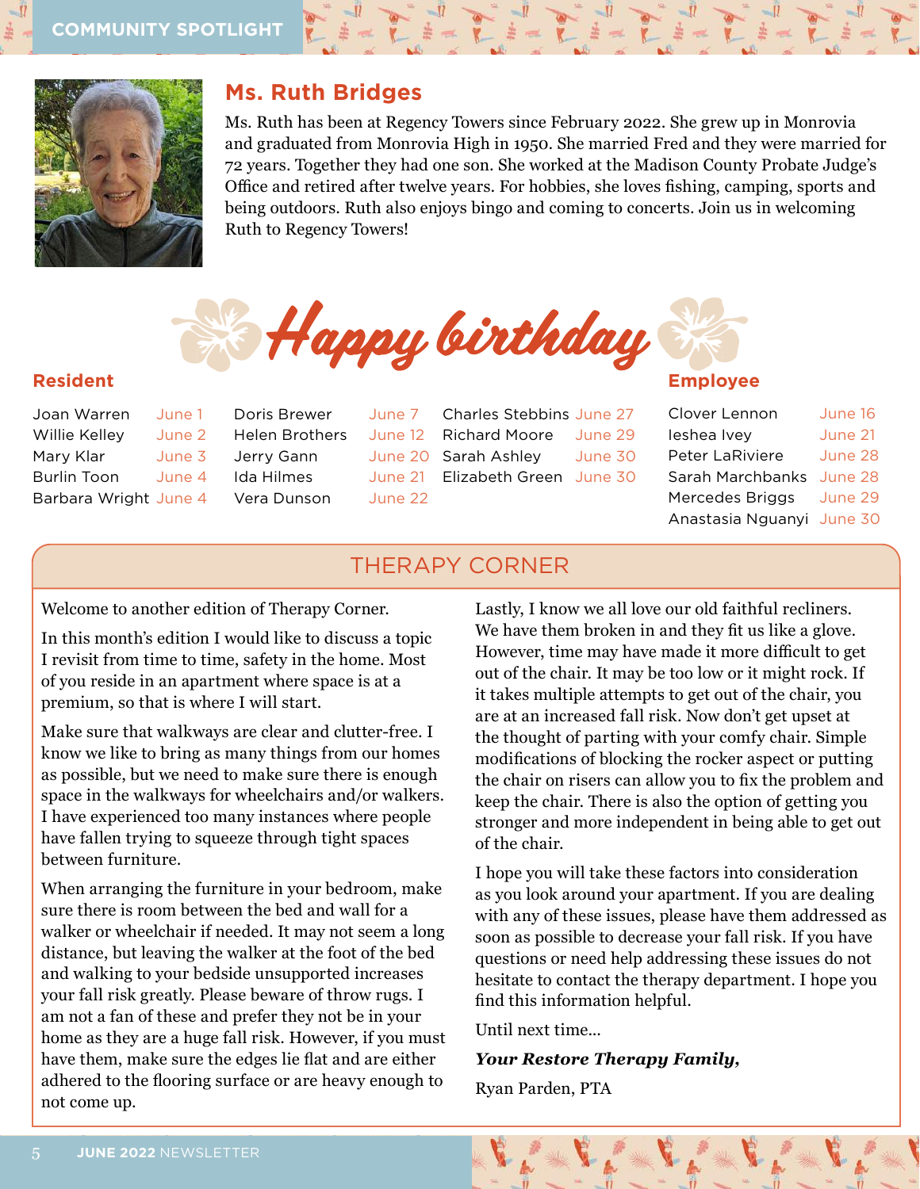## COMMUNITY SPOTLIGHT

### Ms. Ruth Bridges

Ms. Ruth has been at Regency Towers since February 2022. She grew up in Monrovia and graduated from Monrovia High in 1950. She married Fred and they were married for 72 years. Together they had one son. She worked at the Madison County Probate Judge's Office and retired after twelve years. For hobbies, she loves fishing, camping, sports and being outdoors. Ruth also enjoys bingo and coming to concerts. Join us in welcoming Ruth to Regency Towers!

## Happy birthday

### Resident

| | |
|---|---|
| Joan Warren | June 1 |
| Willie Kelley | June 2 |
| Mary Klar | June 3 |
| Burlin Toon | June 4 |
| Barbara Wright | June 4 |
| Doris Brewer | June 7 |
| Helen Brothers | June 12 |
| Jerry Gann | June 20 |
| Ida Hilmes | June 21 |
| Vera Dunson | June 22 |
| Charles Stebbins | June 27 |
| Richard Moore | June 29 |
| Sarah Ashley | June 30 |
| Elizabeth Green | June 30 |

### Employee

| | |
|---|---|
| Clover Lennon | June 16 |
| Ieshea Ivey | June 21 |
| Peter LaRiviere | June 28 |
| Sarah Marchbanks | June 28 |
| Mercedes Briggs | June 29 |
| Anastasia Nguanyi | June 30 |

## THERAPY CORNER

Welcome to another edition of Therapy Corner.

In this month's edition I would like to discuss a topic I revisit from time to time, safety in the home. Most of you reside in an apartment where space is at a premium, so that is where I will start.

Make sure that walkways are clear and clutter-free. I know we like to bring as many things from our homes as possible, but we need to make sure there is enough space in the walkways for wheelchairs and/or walkers. I have experienced too many instances where people have fallen trying to squeeze through tight spaces between furniture.

When arranging the furniture in your bedroom, make sure there is room between the bed and wall for a walker or wheelchair if needed. It may not seem a long distance, but leaving the walker at the foot of the bed and walking to your bedside unsupported increases your fall risk greatly. Please beware of throw rugs. I am not a fan of these and prefer they not be in your home as they are a huge fall risk. However, if you must have them, make sure the edges lie flat and are either adhered to the flooring surface or are heavy enough to not come up.

Lastly, I know we all love our old faithful recliners. We have them broken in and they fit us like a glove. However, time may have made it more difficult to get out of the chair. It may be too low or it might rock. If it takes multiple attempts to get out of the chair, you are at an increased fall risk. Now don't get upset at the thought of parting with your comfy chair. Simple modifications of blocking the rocker aspect or putting the chair on risers can allow you to fix the problem and keep the chair. There is also the option of getting you stronger and more independent in being able to get out of the chair.

I hope you will take these factors into consideration as you look around your apartment. If you are dealing with any of these issues, please have them addressed as soon as possible to decrease your fall risk. If you have questions or need help addressing these issues do not hesitate to contact the therapy department. I hope you find this information helpful.

Until next time...

***Your Restore Therapy Family,***

Ryan Parden, PTA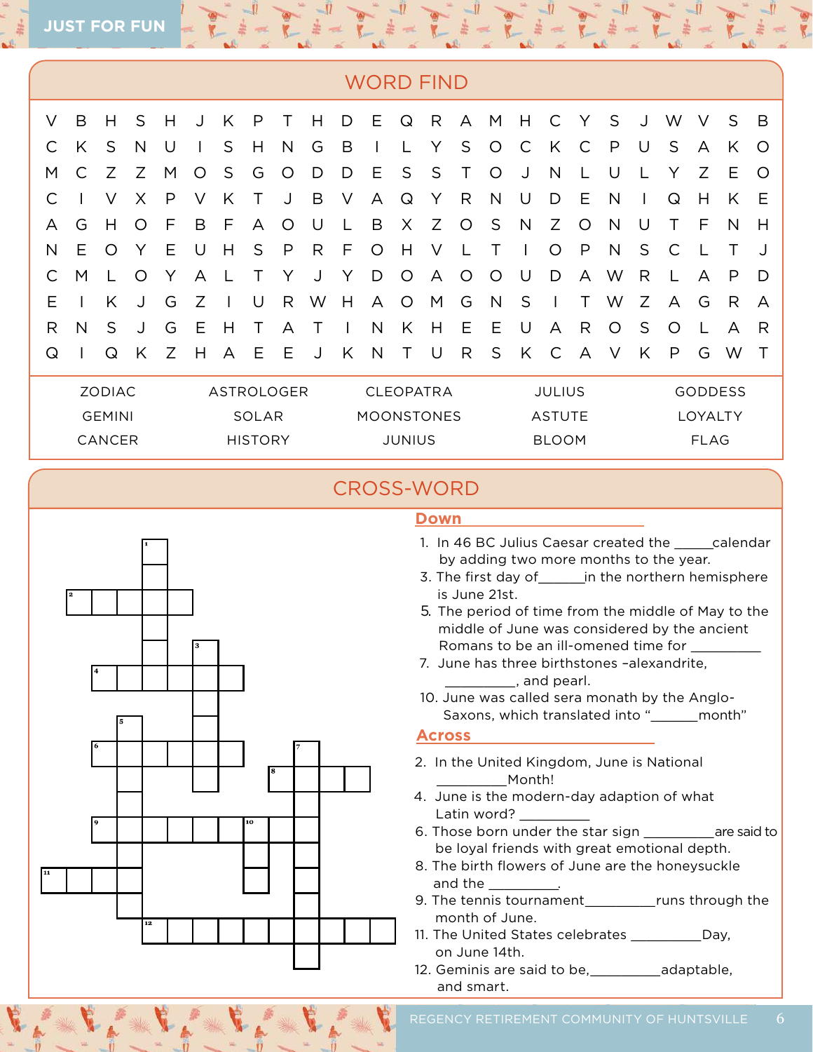# JUST FOR FUN

## WORD FIND

| | | | | | | | | | | | | | | | | | | | | | | | | |
|---|---|---|---|---|---|---|---|---|---|---|---|---|---|---|---|---|---|---|---|---|---|---|---|---|
| V | B | H | S | H | J | K | P | T | H | D | E | Q | R | A | M | H | C | Y | S | J | W | V | S | B |
| C | K | S | N | U | I | S | H | N | G | B | I | L | Y | S | O | C | K | C | P | U | S | A | K | O |
| M | C | Z | Z | M | O | S | G | O | D | D | E | S | S | T | O | J | N | L | U | L | Y | Z | E | O |
| C | I | V | X | P | V | K | T | J | B | V | A | Q | Y | R | N | U | D | E | N | I | Q | H | K | E |
| A | G | H | O | F | B | F | A | O | U | L | B | X | Z | O | S | N | Z | O | N | U | T | F | N | H |
| N | E | O | Y | E | U | H | S | P | R | F | O | H | V | L | T | I | O | P | N | S | C | L | T | J |
| C | M | L | O | Y | A | L | T | Y | J | Y | D | O | A | O | O | U | D | A | W | R | L | A | P | D |
| E | I | K | J | G | Z | I | U | R | W | H | A | O | M | G | N | S | I | T | W | Z | A | G | R | A |
| R | N | S | J | G | E | H | T | A | T | I | N | K | H | E | E | U | A | R | O | S | O | L | A | R |
| Q | I | Q | K | Z | H | A | E | E | J | K | N | T | U | R | S | K | C | A | V | K | P | G | W | T |

| | | | | |
|---|---|---|---|---|
| ZODIAC | ASTROLOGER | CLEOPATRA | JULIUS | GODDESS |
| GEMINI | SOLAR | MOONSTONES | ASTUTE | LOYALTY |
| CANCER | HISTORY | JUNIUS | BLOOM | FLAG |

## CROSS-WORD

### Down

1. In 46 BC Julius Caesar created the _____calendar by adding two more months to the year.
3. The first day of______in the northern hemisphere is June 21st.
5. The period of time from the middle of May to the middle of June was considered by the ancient Romans to be an ill-omened time for __________
7. June has three birthstones –alexandrite, __________, and pearl.
10. June was called sera monath by the Anglo-Saxons, which translated into "_______month"

### Across

2. In the United Kingdom, June is National __________Month!
4. June is the modern-day adaption of what Latin word? __________
6. Those born under the star sign __________are said to be loyal friends with great emotional depth.
8. The birth flowers of June are the honeysuckle and the __________.
9. The tennis tournament__________runs through the month of June.
11. The United States celebrates __________Day, on June 14th.
12. Geminis are said to be,__________adaptable, and smart.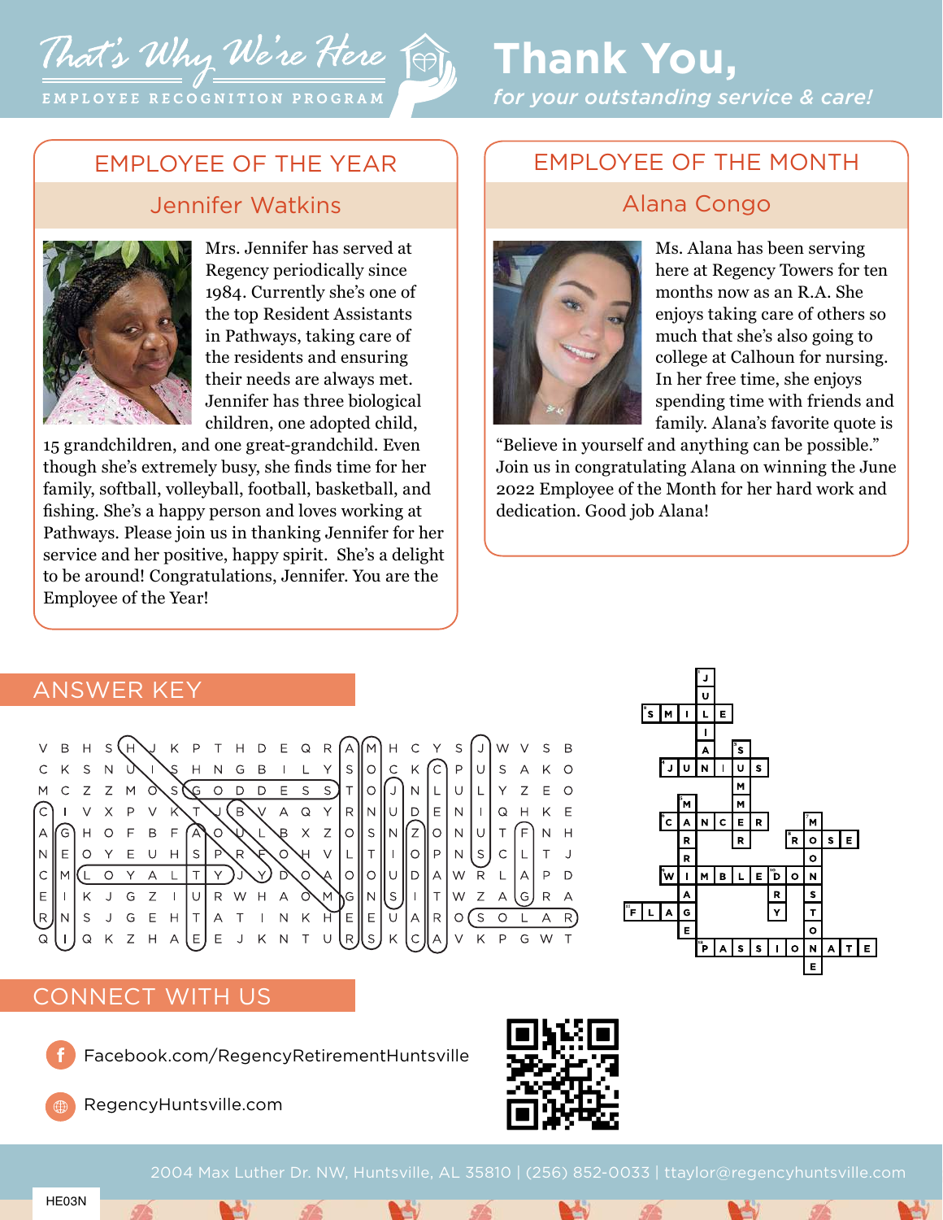That's Why We're Here
EMPLOYEE RECOGNITION PROGRAM

# Thank You,

*for your outstanding service & care!*

## EMPLOYEE OF THE YEAR

### Jennifer Watkins

Mrs. Jennifer has served at Regency periodically since 1984. Currently she's one of the top Resident Assistants in Pathways, taking care of the residents and ensuring their needs are always met. Jennifer has three biological children, one adopted child, 15 grandchildren, and one great-grandchild. Even though she's extremely busy, she finds time for her family, softball, volleyball, football, basketball, and fishing. She's a happy person and loves working at Pathways. Please join us in thanking Jennifer for her service and her positive, happy spirit. She's a delight to be around! Congratulations, Jennifer. You are the Employee of the Year!

## EMPLOYEE OF THE MONTH

### Alana Congo

Ms. Alana has been serving here at Regency Towers for ten months now as an R.A. She enjoys taking care of others so much that she's also going to college at Calhoun for nursing. In her free time, she enjoys spending time with friends and family. Alana's favorite quote is "Believe in yourself and anything can be possible." Join us in congratulating Alana on winning the June 2022 Employee of the Month for her hard work and dedication. Good job Alana!

## ANSWER KEY

```
V B H S H J K P T H D E Q R A M H C Y S J W V S B
C K S N U I S H N G B I L Y S O C K C P U S A K O
M C Z Z M O S G O D D E S S T O J N L U L Y Z E O
C I V X P V K T J B V A Q Y R N U D E N I Q H K E
A G H O F B F A O U L B X Z O S N Z O N U T F N H
N E O Y E U H S P R F O H V L T I O P N S C L T J
C M L O Y A L T Y J Y D O A O O U D A W R L A P D
E I K J G Z I U R W H A O M G N S I T W Z A G R A
R N S J G E H T A T I N K H E E U A R O S O L A R
Q I Q K Z H A E E J K N T U R S K C A V K P G W T
```

Crossword answers: 1. JULIAN (down), 2. SMILE (across), 3. SUMMER (down), 4. JUNIUS (across), 5. MARRIAGE (down), 6. CANCER (across), 7. MONSTONE (down), 8. ROSE (across), 9. WIMBLEDON (across), 10. DRY (down), 11. FLAG (across), 12. PASSIONATE (across)

## CONNECT WITH US

Facebook.com/RegencyRetirementHuntsville

RegencyHuntsville.com

2004 Max Luther Dr. NW, Huntsville, AL 35810 | (256) 852-0033 | ttaylor@regencyhuntsville.com

HE03N